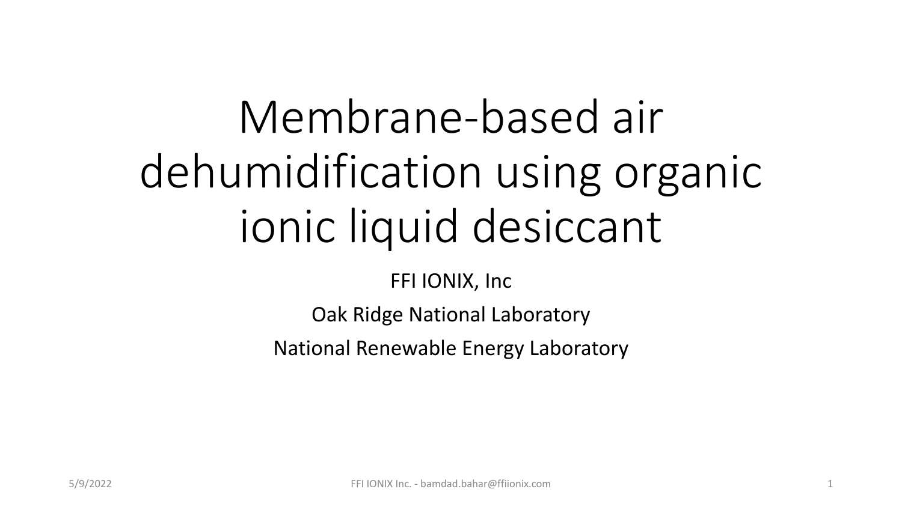# Membrane-based air dehumidification using organic ionic liquid desiccant

FFI IONIX, Inc

Oak Ridge National Laboratory

National Renewable Energy Laboratory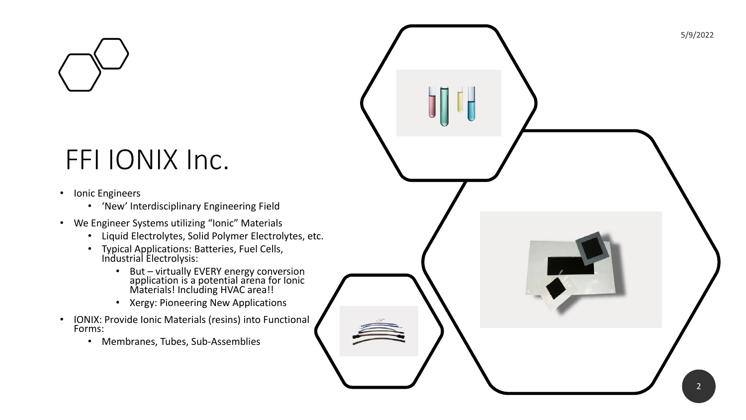# FFI IONIX Inc.

- Ionic Engineers
  - 'New' Interdisciplinary Engineering Field
- We Engineer Systems utilizing "Ionic" Materials
  - Liquid Electrolytes, Solid Polymer Electrolytes, etc.
  - Typical Applications: Batteries, Fuel Cells, Industrial Electrolysis:
    - But – virtually EVERY energy conversion application is a potential arena for Ionic Materials! Including HVAC area!!
    - Xergy: Pioneering New Applications
- IONIX: Provide Ionic Materials (resins) into Functional Forms:
  - Membranes, Tubes, Sub-Assemblies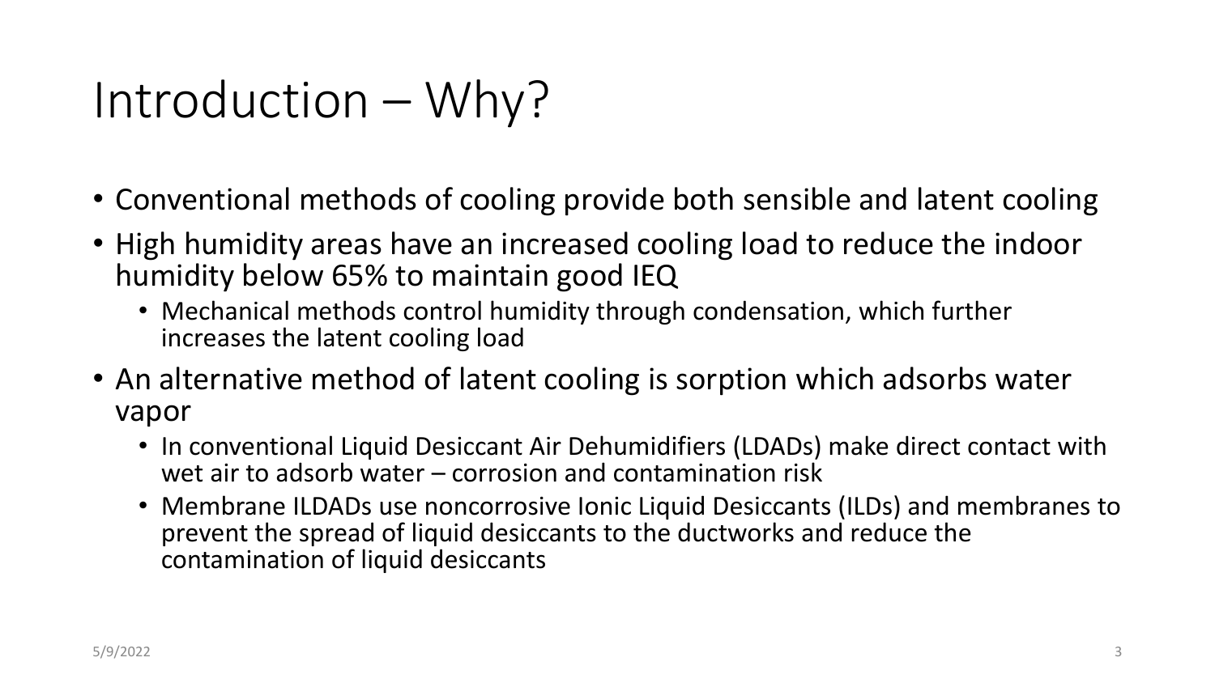# Introduction – Why?

- Conventional methods of cooling provide both sensible and latent cooling
- High humidity areas have an increased cooling load to reduce the indoor humidity below 65% to maintain good IEQ
  - Mechanical methods control humidity through condensation, which further increases the latent cooling load
- An alternative method of latent cooling is sorption which adsorbs water vapor
  - In conventional Liquid Desiccant Air Dehumidifiers (LDADs) make direct contact with wet air to adsorb water – corrosion and contamination risk
  - Membrane ILDADs use noncorrosive Ionic Liquid Desiccants (ILDs) and membranes to prevent the spread of liquid desiccants to the ductworks and reduce the contamination of liquid desiccants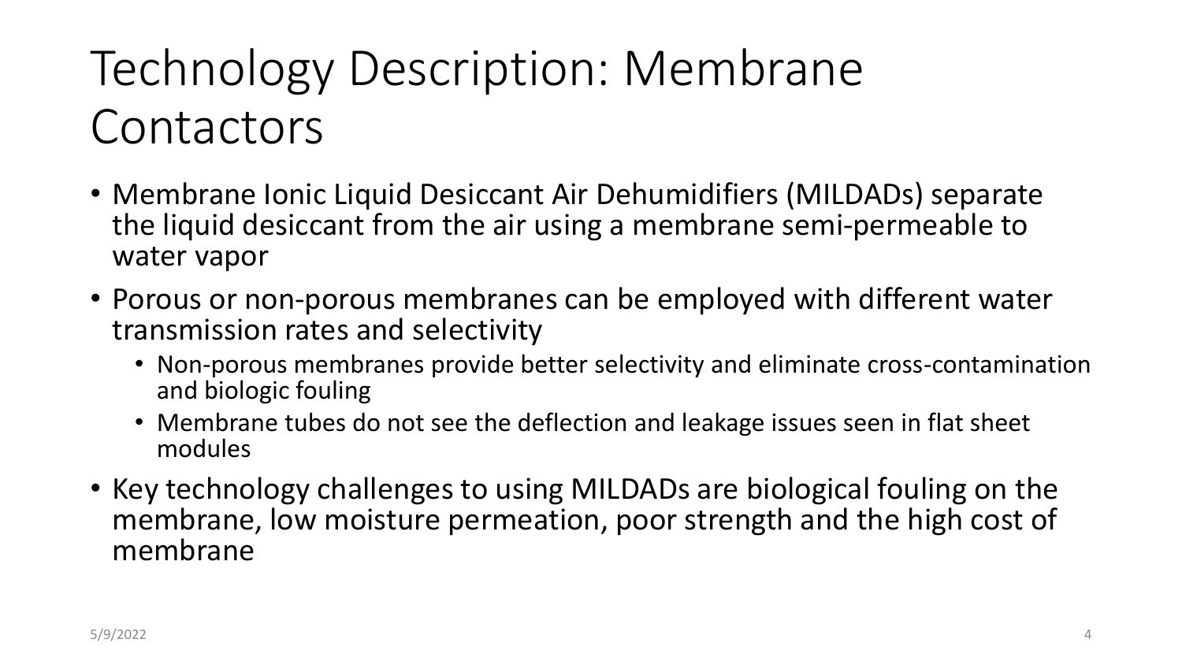# Technology Description: Membrane Contactors

- Membrane Ionic Liquid Desiccant Air Dehumidifiers (MILDADs) separate the liquid desiccant from the air using a membrane semi-permeable to water vapor
- Porous or non-porous membranes can be employed with different water transmission rates and selectivity
  - Non-porous membranes provide better selectivity and eliminate cross-contamination and biologic fouling
  - Membrane tubes do not see the deflection and leakage issues seen in flat sheet modules
- Key technology challenges to using MILDADs are biological fouling on the membrane, low moisture permeation, poor strength and the high cost of membrane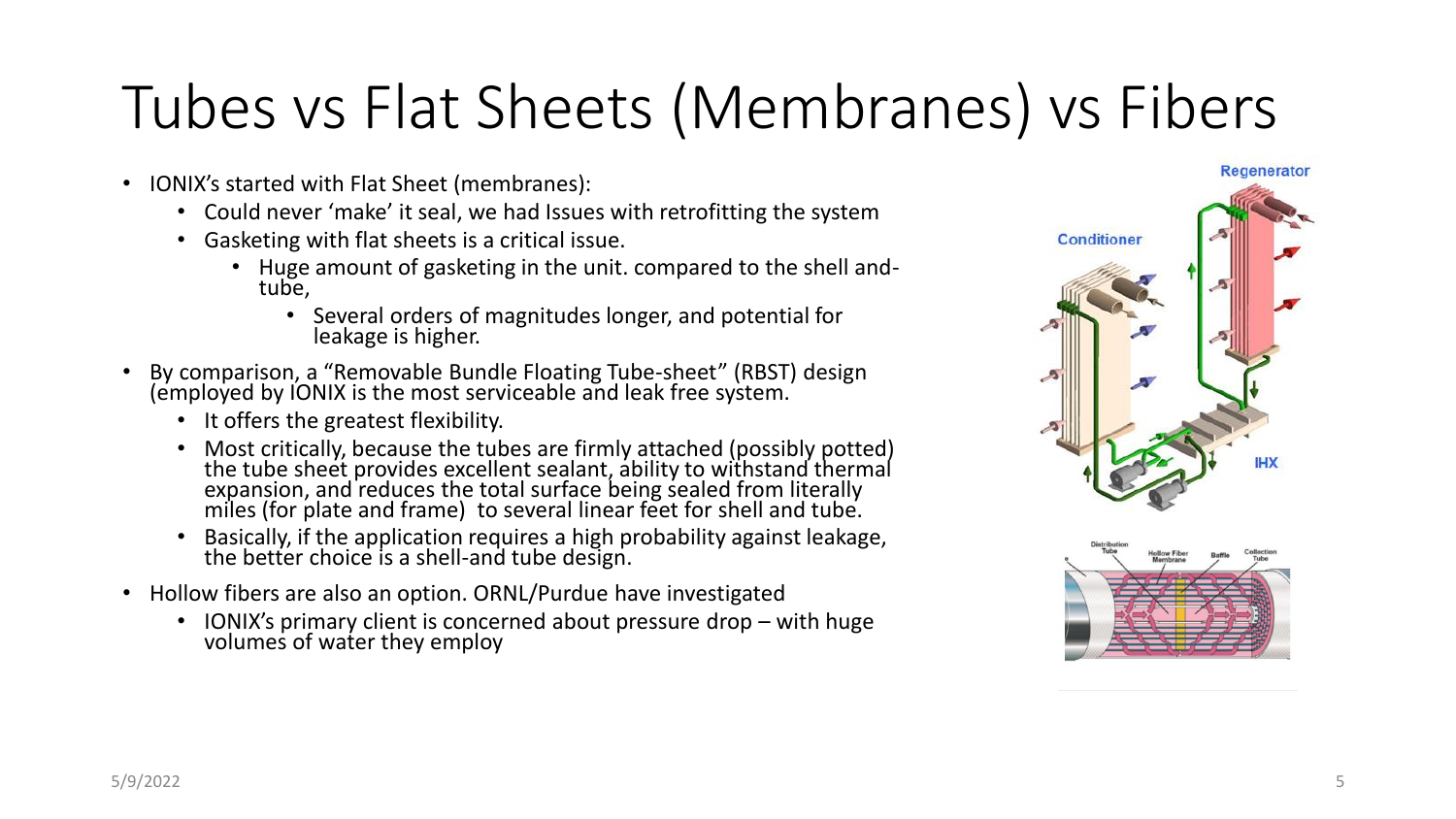# Tubes vs Flat Sheets (Membranes) vs Fibers

- IONIX's started with Flat Sheet (membranes):
  - Could never 'make' it seal, we had Issues with retrofitting the system
  - Gasketing with flat sheets is a critical issue.
    - Huge amount of gasketing in the unit. compared to the shell and-tube,
      - Several orders of magnitudes longer, and potential for leakage is higher.
- By comparison, a "Removable Bundle Floating Tube-sheet" (RBST) design (employed by IONIX is the most serviceable and leak free system.
  - It offers the greatest flexibility.
  - Most critically, because the tubes are firmly attached (possibly potted) the tube sheet provides excellent sealant, ability to withstand thermal expansion, and reduces the total surface being sealed from literally miles (for plate and frame) to several linear feet for shell and tube.
  - Basically, if the application requires a high probability against leakage, the better choice is a shell-and tube design.
- Hollow fibers are also an option. ORNL/Purdue have investigated
  - IONIX's primary client is concerned about pressure drop – with huge volumes of water they employ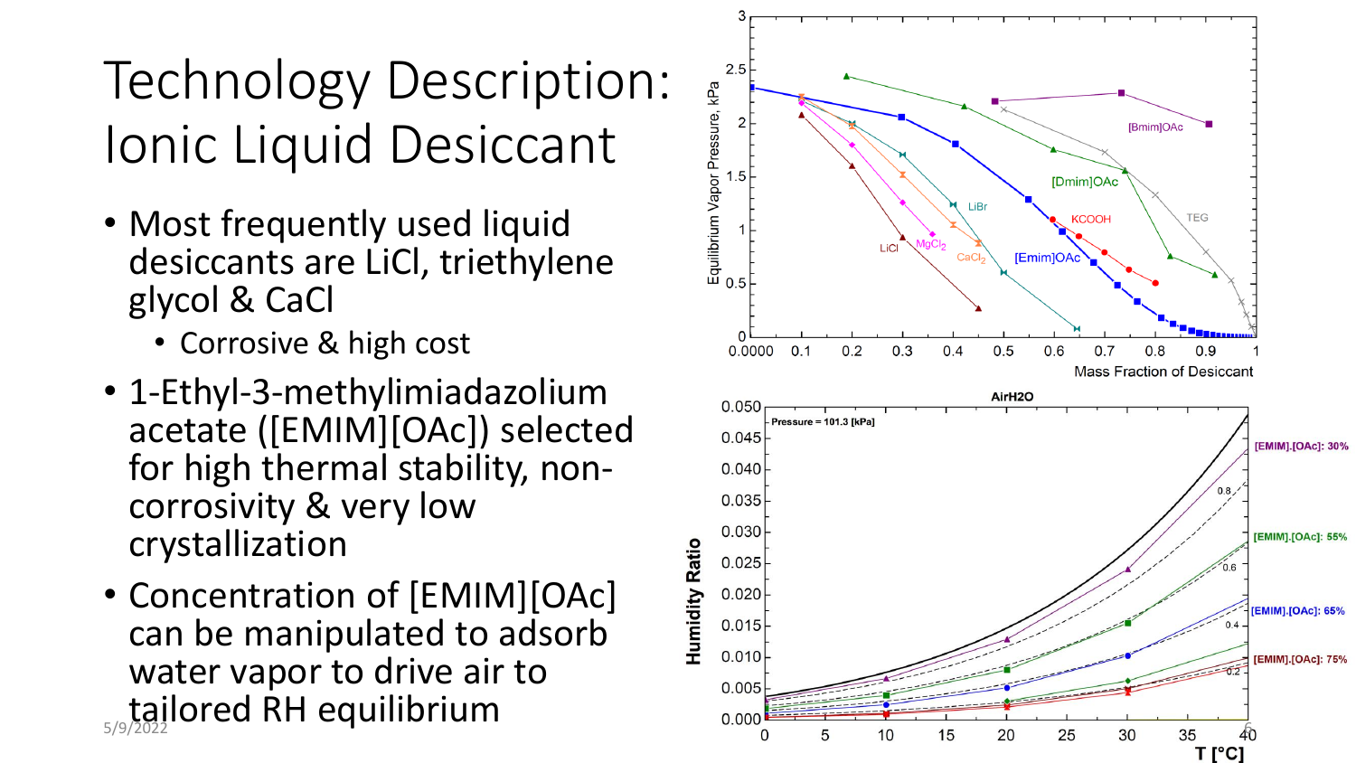# Technology Description: Ionic Liquid Desiccant

- Most frequently used liquid desiccants are LiCl, triethylene glycol & CaCl
  - Corrosive & high cost
- 1-Ethyl-3-methylimiadazolium acetate ([EMIM][OAc]) selected for high thermal stability, non-corrosivity & very low crystallization
- Concentration of [EMIM][OAc] can be manipulated to adsorb water vapor to drive air to tailored RH equilibrium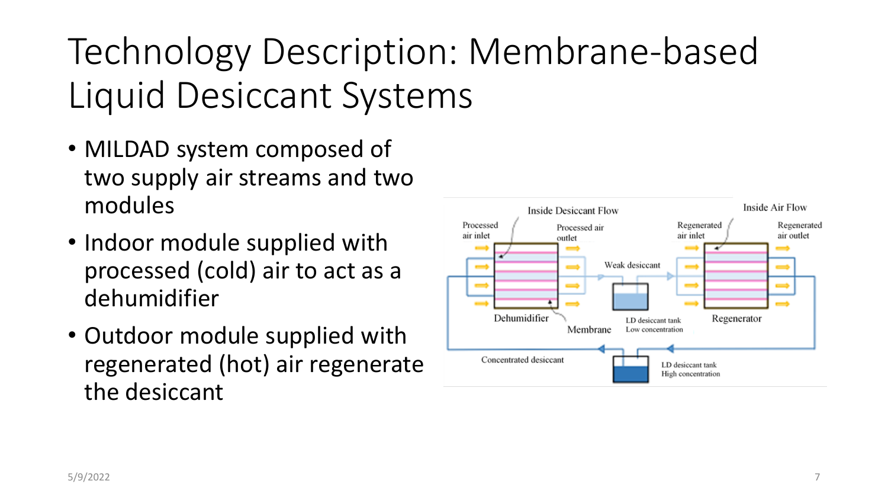# Technology Description: Membrane-based Liquid Desiccant Systems

- MILDAD system composed of two supply air streams and two modules
- Indoor module supplied with processed (cold) air to act as a dehumidifier
- Outdoor module supplied with regenerated (hot) air regenerate the desiccant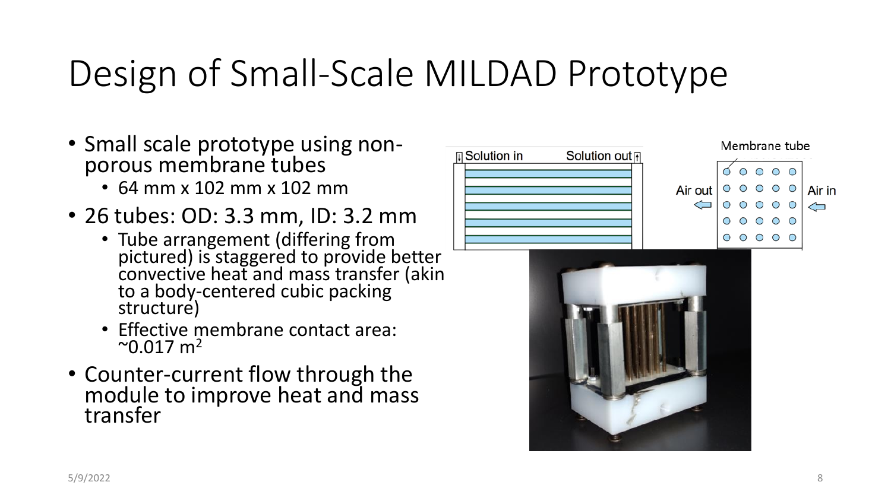# Design of Small-Scale MILDAD Prototype

- Small scale prototype using non-porous membrane tubes
  - 64 mm x 102 mm x 102 mm
- 26 tubes: OD: 3.3 mm, ID: 3.2 mm
  - Tube arrangement (differing from pictured) is staggered to provide better convective heat and mass transfer (akin to a body-centered cubic packing structure)
  - Effective membrane contact area: ~0.017 $m^2$
- Counter-current flow through the module to improve heat and mass transfer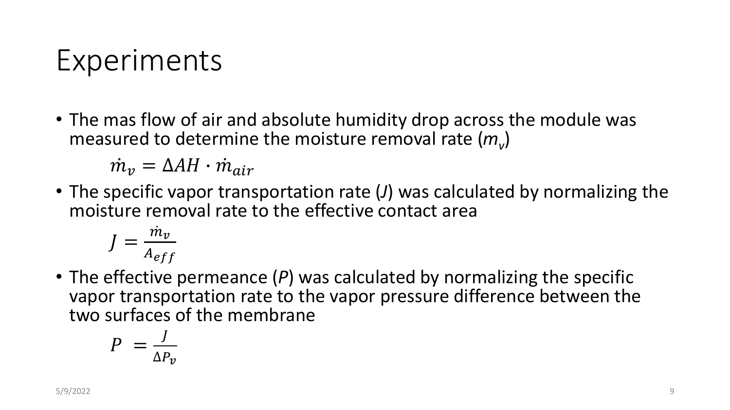# Experiments

- The mas flow of air and absolute humidity drop across the module was measured to determine the moisture removal rate ($m_v$)

$$\dot{m}_v = \Delta AH \cdot \dot{m}_{air}$$

- The specific vapor transportation rate (*J*) was calculated by normalizing the moisture removal rate to the effective contact area

$$J = \frac{\dot{m}_v}{A_{eff}}$$

- The effective permeance (*P*) was calculated by normalizing the specific vapor transportation rate to the vapor pressure difference between the two surfaces of the membrane

$$P = \frac{J}{\Delta P_v}$$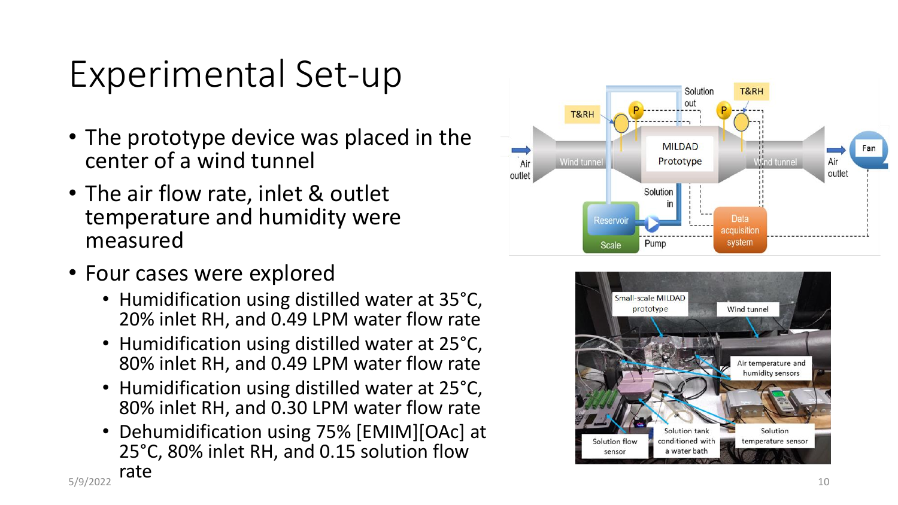# Experimental Set-up

- The prototype device was placed in the center of a wind tunnel
- The air flow rate, inlet & outlet temperature and humidity were measured
- Four cases were explored
  - Humidification using distilled water at 35°C, 20% inlet RH, and 0.49 LPM water flow rate
  - Humidification using distilled water at 25°C, 80% inlet RH, and 0.49 LPM water flow rate
  - Humidification using distilled water at 25°C, 80% inlet RH, and 0.30 LPM water flow rate
  - Dehumidification using 75% [EMIM][OAc] at 25°C, 80% inlet RH, and 0.15 solution flow rate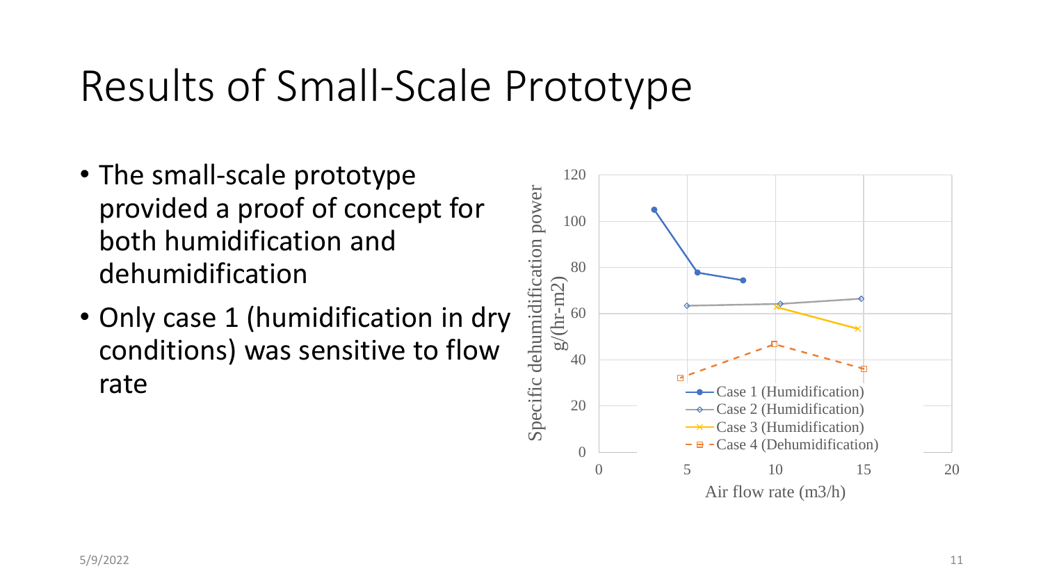# Results of Small-Scale Prototype

- The small-scale prototype provided a proof of concept for both humidification and dehumidification
- Only case 1 (humidification in dry conditions) was sensitive to flow rate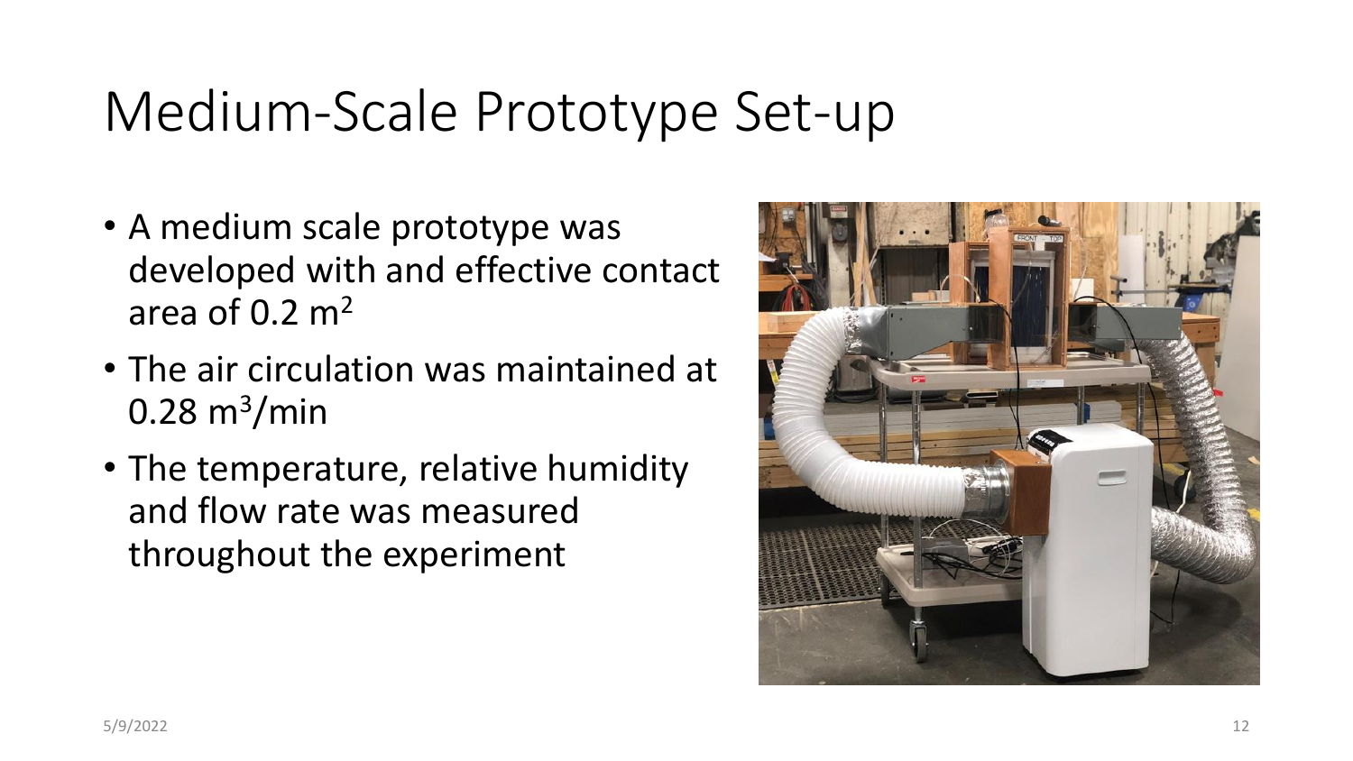# Medium-Scale Prototype Set-up

- A medium scale prototype was developed with and effective contact area of 0.2 $m^2$
- The air circulation was maintained at 0.28 $m^3$/min
- The temperature, relative humidity and flow rate was measured throughout the experiment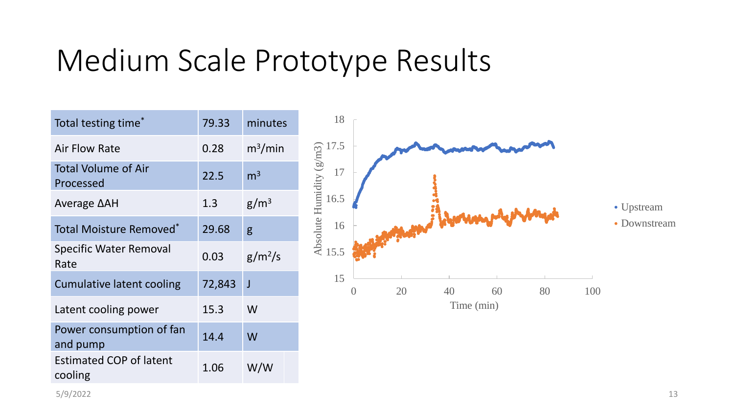# Medium Scale Prototype Results

| | | |
|---|---|---|
| Total testing time* | 79.33 | minutes |
| Air Flow Rate | 0.28 | $m^3$/min |
| Total Volume of Air Processed | 22.5 | $m^3$ |
| Average ΔAH | 1.3 | g/$m^3$ |
| Total Moisture Removed* | 29.68 | g |
| Specific Water Removal Rate | 0.03 | g/$m^2$/s |
| Cumulative latent cooling | 72,843 | J |
| Latent cooling power | 15.3 | W |
| Power consumption of fan and pump | 14.4 | W |
| Estimated COP of latent cooling | 1.06 | W/W |

Absolute Humidity (g/m3)

Time (min)

• Upstream
• Downstream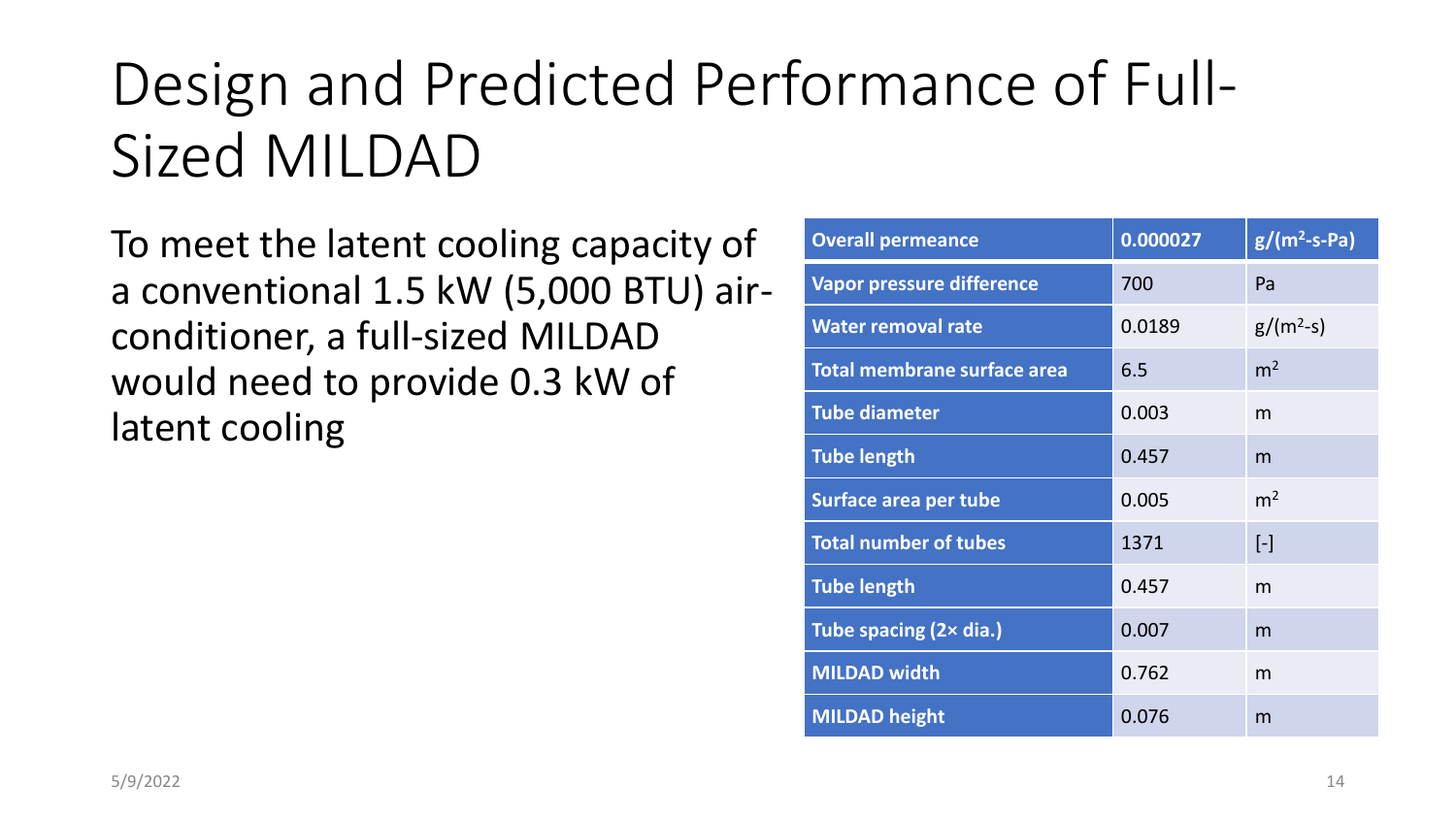# Design and Predicted Performance of Full-Sized MILDAD

To meet the latent cooling capacity of a conventional 1.5 kW (5,000 BTU) air-conditioner, a full-sized MILDAD would need to provide 0.3 kW of latent cooling

| Overall permeance | 0.000027 | $g/(m^2\text{-}s\text{-}Pa)$ |
| --- | --- | --- |
| Vapor pressure difference | 700 | Pa |
| Water removal rate | 0.0189 | $g/(m^2\text{-}s)$ |
| Total membrane surface area | 6.5 | $m^2$ |
| Tube diameter | 0.003 | m |
| Tube length | 0.457 | m |
| Surface area per tube | 0.005 | $m^2$ |
| Total number of tubes | 1371 | [-] |
| Tube length | 0.457 | m |
| Tube spacing (2× dia.) | 0.007 | m |
| MILDAD width | 0.762 | m |
| MILDAD height | 0.076 | m |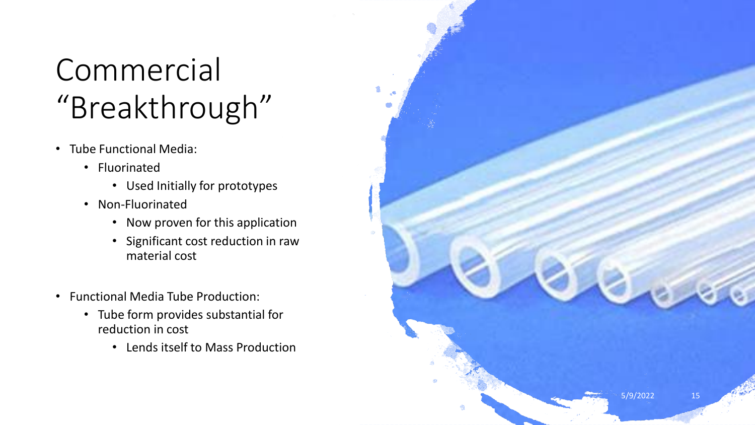# Commercial "Breakthrough"

- Tube Functional Media:
  - Fluorinated
    - Used Initially for prototypes
  - Non-Fluorinated
    - Now proven for this application
    - Significant cost reduction in raw material cost
- Functional Media Tube Production:
  - Tube form provides substantial for reduction in cost
    - Lends itself to Mass Production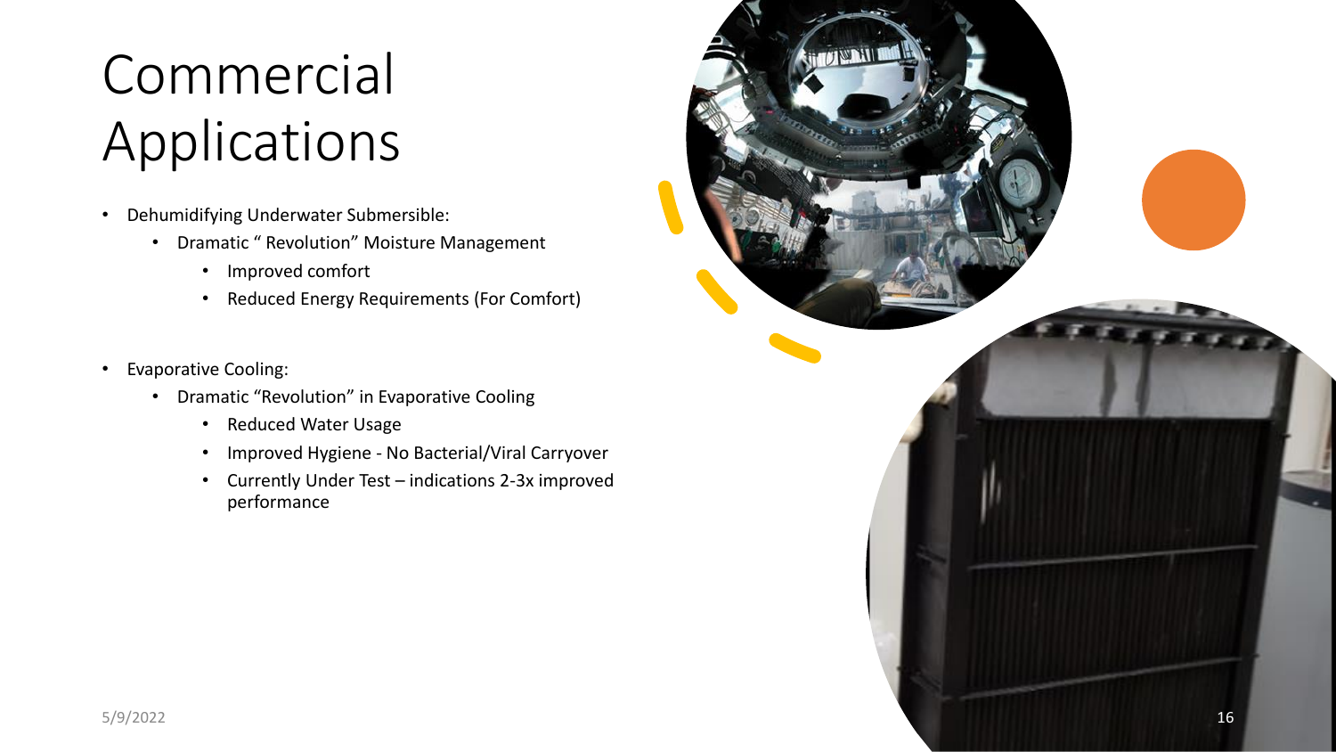# Commercial Applications

- Dehumidifying Underwater Submersible:
  - Dramatic " Revolution" Moisture Management
    - Improved comfort
    - Reduced Energy Requirements (For Comfort)

- Evaporative Cooling:
  - Dramatic "Revolution" in Evaporative Cooling
    - Reduced Water Usage
    - Improved Hygiene - No Bacterial/Viral Carryover
    - Currently Under Test – indications 2-3x improved performance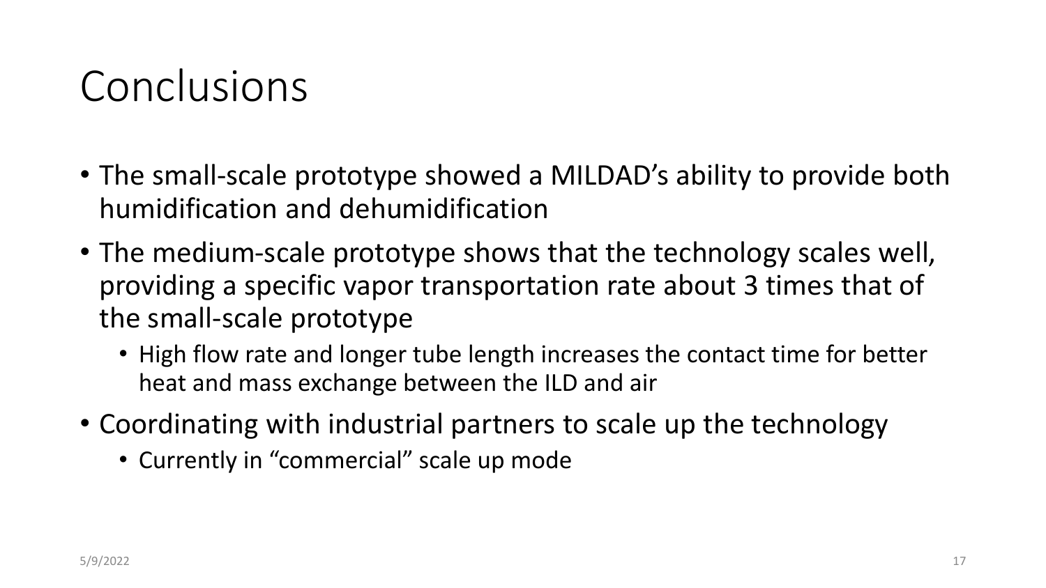# Conclusions

- The small-scale prototype showed a MILDAD's ability to provide both humidification and dehumidification
- The medium-scale prototype shows that the technology scales well, providing a specific vapor transportation rate about 3 times that of the small-scale prototype
  - High flow rate and longer tube length increases the contact time for better heat and mass exchange between the ILD and air
- Coordinating with industrial partners to scale up the technology
  - Currently in "commercial" scale up mode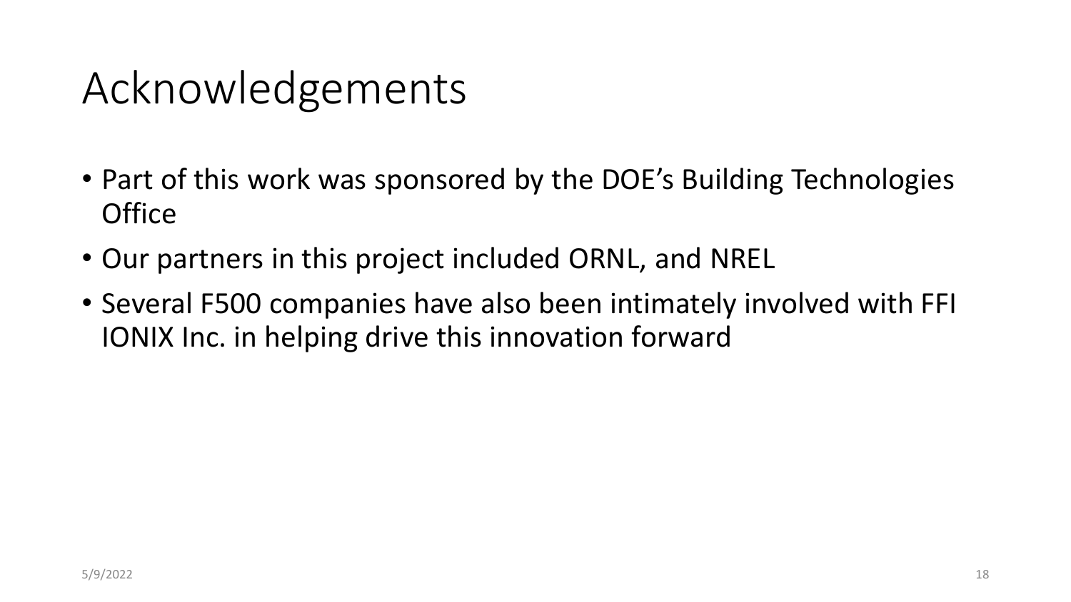# Acknowledgements

- Part of this work was sponsored by the DOE’s Building Technologies Office
- Our partners in this project included ORNL, and NREL
- Several F500 companies have also been intimately involved with FFI IONIX Inc. in helping drive this innovation forward